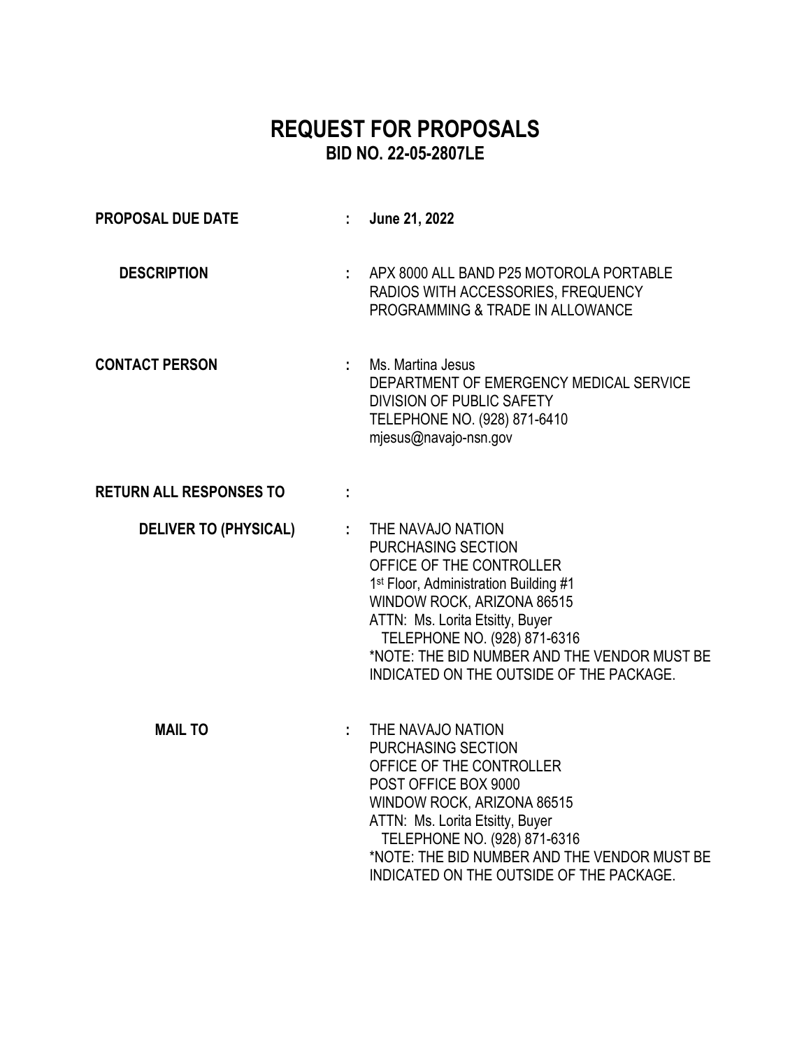# REQUEST FOR PROPOSALS

## BID NO. 22-05-2807LE

**PROPOSAL DUE DATE** : **June 21, 2022**

**DESCRIPTION** : APX 8000 ALL BAND P25 MOTOROLA PORTABLE RADIOS WITH ACCESSORIES, FREQUENCY PROGRAMMING & TRADE IN ALLOWANCE

**CONTACT PERSON** : Ms. Martina Jesus
DEPARTMENT OF EMERGENCY MEDICAL SERVICE
DIVISION OF PUBLIC SAFETY
TELEPHONE NO. (928) 871-6410
mjesus@navajo-nsn.gov

**RETURN ALL RESPONSES TO** :

**DELIVER TO (PHYSICAL)** : THE NAVAJO NATION
PURCHASING SECTION
OFFICE OF THE CONTROLLER
1st Floor, Administration Building #1
WINDOW ROCK, ARIZONA 86515
ATTN: Ms. Lorita Etsitty, Buyer
TELEPHONE NO. (928) 871-6316
*NOTE: THE BID NUMBER AND THE VENDOR MUST BE INDICATED ON THE OUTSIDE OF THE PACKAGE.

**MAIL TO** : THE NAVAJO NATION
PURCHASING SECTION
OFFICE OF THE CONTROLLER
POST OFFICE BOX 9000
WINDOW ROCK, ARIZONA 86515
ATTN: Ms. Lorita Etsitty, Buyer
TELEPHONE NO. (928) 871-6316
*NOTE: THE BID NUMBER AND THE VENDOR MUST BE INDICATED ON THE OUTSIDE OF THE PACKAGE.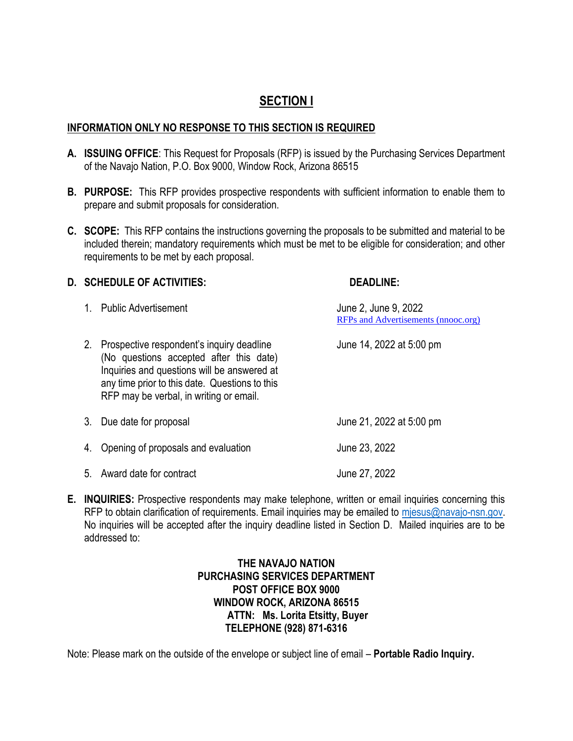# SECTION I

## INFORMATION ONLY NO RESPONSE TO THIS SECTION IS REQUIRED

**A. ISSUING OFFICE**: This Request for Proposals (RFP) is issued by the Purchasing Services Department of the Navajo Nation, P.O. Box 9000, Window Rock, Arizona 86515

**B. PURPOSE:** This RFP provides prospective respondents with sufficient information to enable them to prepare and submit proposals for consideration.

**C. SCOPE:** This RFP contains the instructions governing the proposals to be submitted and material to be included therein; mandatory requirements which must be met to be eligible for consideration; and other requirements to be met by each proposal.

**D. SCHEDULE OF ACTIVITIES:**

| SCHEDULE OF ACTIVITIES: | DEADLINE: |
|---|---|
| 1. Public Advertisement | June 2, June 9, 2022 [RFPs and Advertisements (nnooc.org)](RFPs and Advertisements (nnooc.org)) |
| 2. Prospective respondent's inquiry deadline (No questions accepted after this date) Inquiries and questions will be answered at any time prior to this date. Questions to this RFP may be verbal, in writing or email. | June 14, 2022 at 5:00 pm |
| 3. Due date for proposal | June 21, 2022 at 5:00 pm |
| 4. Opening of proposals and evaluation | June 23, 2022 |
| 5. Award date for contract | June 27, 2022 |

**E. INQUIRIES:** Prospective respondents may make telephone, written or email inquiries concerning this RFP to obtain clarification of requirements. Email inquiries may be emailed to mjesus@navajo-nsn.gov. No inquiries will be accepted after the inquiry deadline listed in Section D. Mailed inquiries are to be addressed to:

**THE NAVAJO NATION**
**PURCHASING SERVICES DEPARTMENT**
**POST OFFICE BOX 9000**
**WINDOW ROCK, ARIZONA 86515**
**ATTN: Ms. Lorita Etsitty, Buyer**
**TELEPHONE (928) 871-6316**

Note: Please mark on the outside of the envelope or subject line of email – **Portable Radio Inquiry.**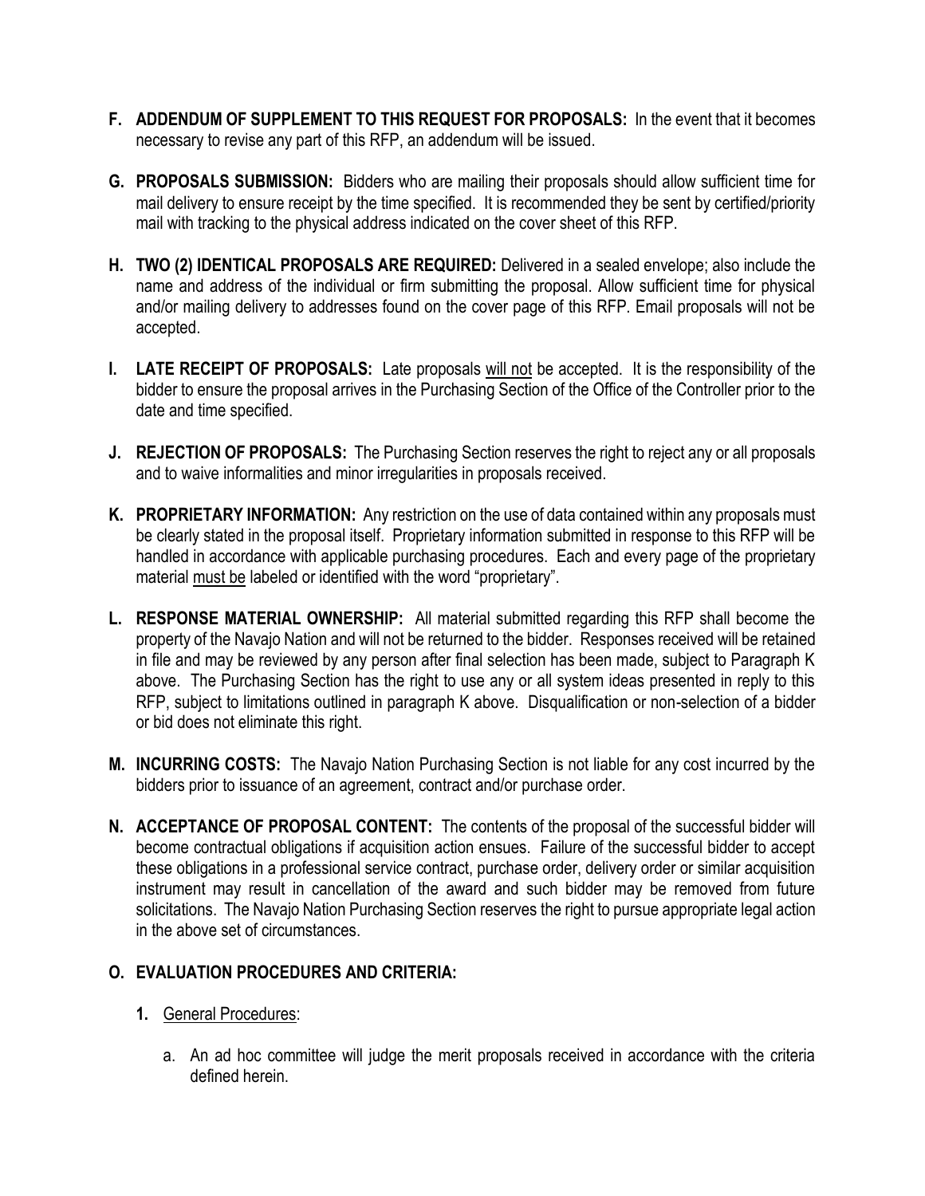**F. ADDENDUM OF SUPPLEMENT TO THIS REQUEST FOR PROPOSALS:** In the event that it becomes necessary to revise any part of this RFP, an addendum will be issued.

**G. PROPOSALS SUBMISSION:** Bidders who are mailing their proposals should allow sufficient time for mail delivery to ensure receipt by the time specified. It is recommended they be sent by certified/priority mail with tracking to the physical address indicated on the cover sheet of this RFP.

**H. TWO (2) IDENTICAL PROPOSALS ARE REQUIRED:** Delivered in a sealed envelope; also include the name and address of the individual or firm submitting the proposal. Allow sufficient time for physical and/or mailing delivery to addresses found on the cover page of this RFP. Email proposals will not be accepted.

**I. LATE RECEIPT OF PROPOSALS:** Late proposals <u>will not</u> be accepted. It is the responsibility of the bidder to ensure the proposal arrives in the Purchasing Section of the Office of the Controller prior to the date and time specified.

**J. REJECTION OF PROPOSALS:** The Purchasing Section reserves the right to reject any or all proposals and to waive informalities and minor irregularities in proposals received.

**K. PROPRIETARY INFORMATION:** Any restriction on the use of data contained within any proposals must be clearly stated in the proposal itself. Proprietary information submitted in response to this RFP will be handled in accordance with applicable purchasing procedures. Each and every page of the proprietary material <u>must be</u> labeled or identified with the word "proprietary".

**L. RESPONSE MATERIAL OWNERSHIP:** All material submitted regarding this RFP shall become the property of the Navajo Nation and will not be returned to the bidder. Responses received will be retained in file and may be reviewed by any person after final selection has been made, subject to Paragraph K above. The Purchasing Section has the right to use any or all system ideas presented in reply to this RFP, subject to limitations outlined in paragraph K above. Disqualification or non-selection of a bidder or bid does not eliminate this right.

**M. INCURRING COSTS:** The Navajo Nation Purchasing Section is not liable for any cost incurred by the bidders prior to issuance of an agreement, contract and/or purchase order.

**N. ACCEPTANCE OF PROPOSAL CONTENT:** The contents of the proposal of the successful bidder will become contractual obligations if acquisition action ensues. Failure of the successful bidder to accept these obligations in a professional service contract, purchase order, delivery order or similar acquisition instrument may result in cancellation of the award and such bidder may be removed from future solicitations. The Navajo Nation Purchasing Section reserves the right to pursue appropriate legal action in the above set of circumstances.

**O. EVALUATION PROCEDURES AND CRITERIA:**

**1.** <u>General Procedures</u>:

a. An ad hoc committee will judge the merit proposals received in accordance with the criteria defined herein.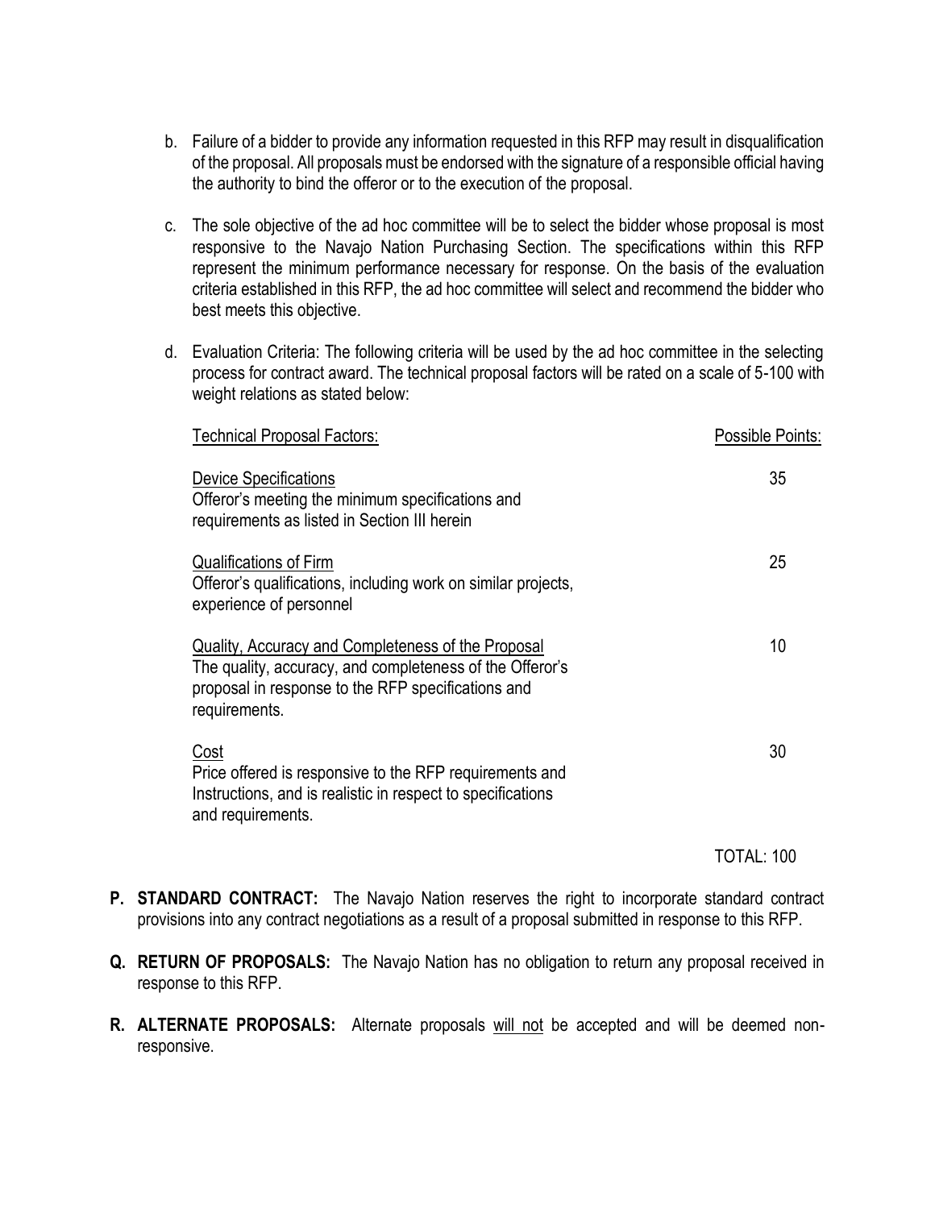b. Failure of a bidder to provide any information requested in this RFP may result in disqualification of the proposal. All proposals must be endorsed with the signature of a responsible official having the authority to bind the offeror or to the execution of the proposal.

c. The sole objective of the ad hoc committee will be to select the bidder whose proposal is most responsive to the Navajo Nation Purchasing Section. The specifications within this RFP represent the minimum performance necessary for response. On the basis of the evaluation criteria established in this RFP, the ad hoc committee will select and recommend the bidder who best meets this objective.

d. Evaluation Criteria: The following criteria will be used by the ad hoc committee in the selecting process for contract award. The technical proposal factors will be rated on a scale of 5-100 with weight relations as stated below:

| Technical Proposal Factors: | Possible Points: |
| --- | --- |
| Device Specifications<br>Offeror's meeting the minimum specifications and requirements as listed in Section III herein | 35 |
| Qualifications of Firm<br>Offeror's qualifications, including work on similar projects, experience of personnel | 25 |
| Quality, Accuracy and Completeness of the Proposal<br>The quality, accuracy, and completeness of the Offeror's proposal in response to the RFP specifications and requirements. | 10 |
| Cost<br>Price offered is responsive to the RFP requirements and Instructions, and is realistic in respect to specifications and requirements. | 30 |
| | TOTAL: 100 |

**P. STANDARD CONTRACT:** The Navajo Nation reserves the right to incorporate standard contract provisions into any contract negotiations as a result of a proposal submitted in response to this RFP.

**Q. RETURN OF PROPOSALS:** The Navajo Nation has no obligation to return any proposal received in response to this RFP.

**R. ALTERNATE PROPOSALS:** Alternate proposals will not be accepted and will be deemed non-responsive.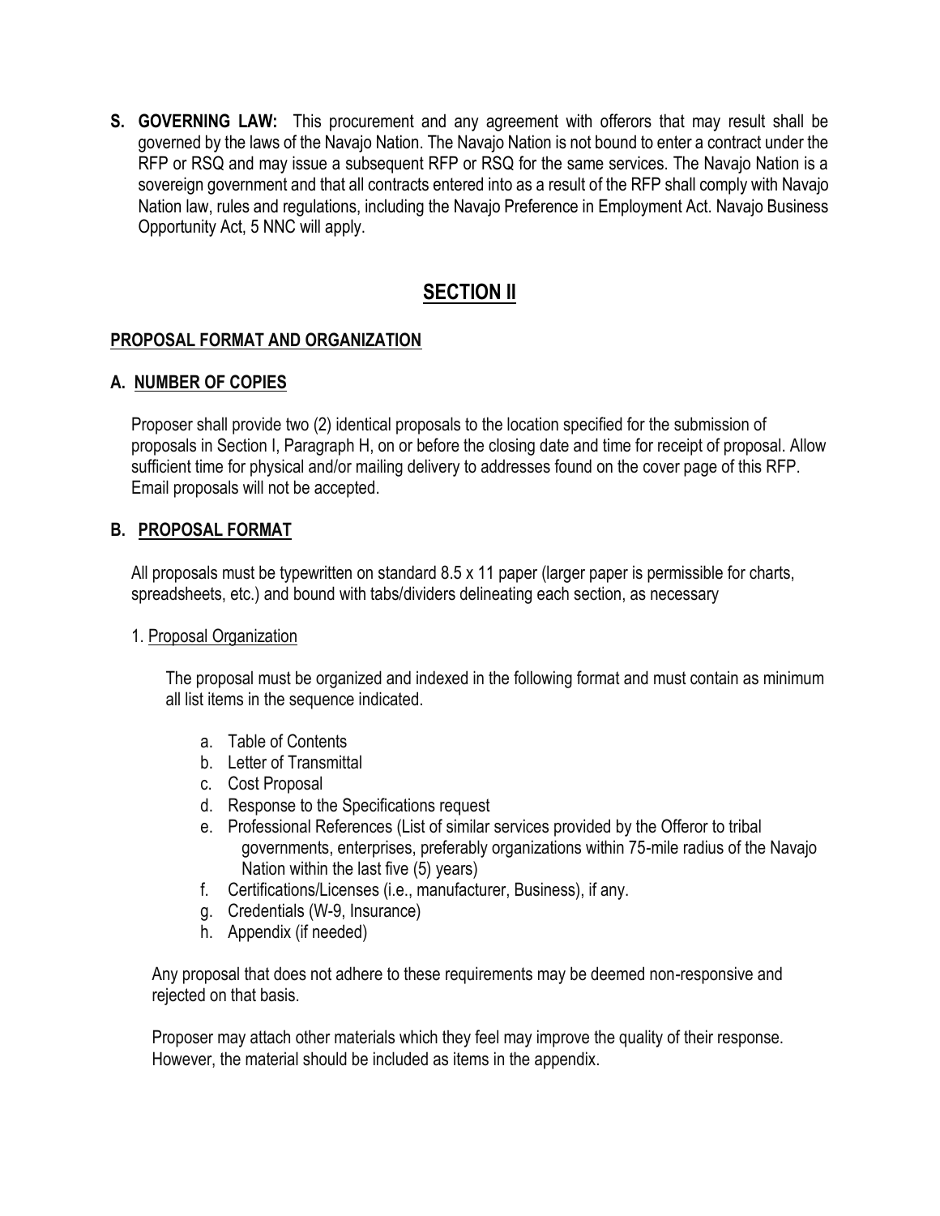**S. GOVERNING LAW:** This procurement and any agreement with offerors that may result shall be governed by the laws of the Navajo Nation. The Navajo Nation is not bound to enter a contract under the RFP or RSQ and may issue a subsequent RFP or RSQ for the same services. The Navajo Nation is a sovereign government and that all contracts entered into as a result of the RFP shall comply with Navajo Nation law, rules and regulations, including the Navajo Preference in Employment Act. Navajo Business Opportunity Act, 5 NNC will apply.

# SECTION II

## PROPOSAL FORMAT AND ORGANIZATION

### A. NUMBER OF COPIES

Proposer shall provide two (2) identical proposals to the location specified for the submission of proposals in Section I, Paragraph H, on or before the closing date and time for receipt of proposal. Allow sufficient time for physical and/or mailing delivery to addresses found on the cover page of this RFP. Email proposals will not be accepted.

### B. PROPOSAL FORMAT

All proposals must be typewritten on standard 8.5 x 11 paper (larger paper is permissible for charts, spreadsheets, etc.) and bound with tabs/dividers delineating each section, as necessary

1. Proposal Organization

The proposal must be organized and indexed in the following format and must contain as minimum all list items in the sequence indicated.

a. Table of Contents
b. Letter of Transmittal
c. Cost Proposal
d. Response to the Specifications request
e. Professional References (List of similar services provided by the Offeror to tribal governments, enterprises, preferably organizations within 75-mile radius of the Navajo Nation within the last five (5) years)
f. Certifications/Licenses (i.e., manufacturer, Business), if any.
g. Credentials (W-9, Insurance)
h. Appendix (if needed)

Any proposal that does not adhere to these requirements may be deemed non-responsive and rejected on that basis.

Proposer may attach other materials which they feel may improve the quality of their response. However, the material should be included as items in the appendix.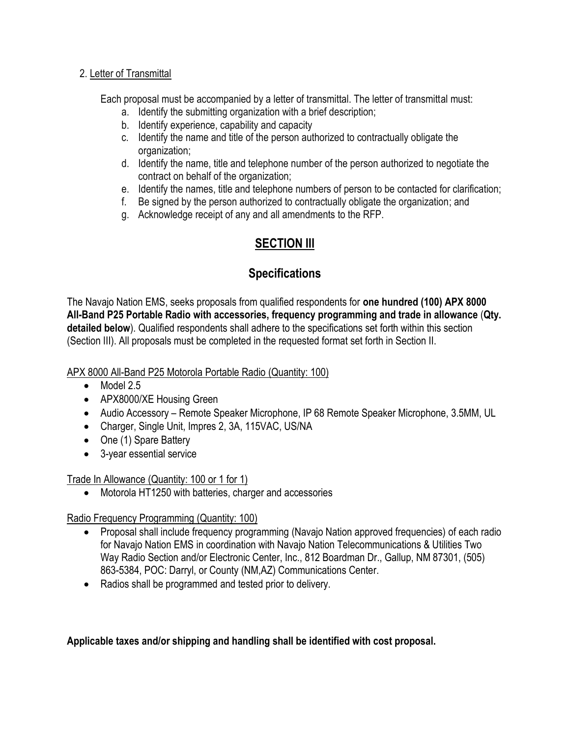2. Letter of Transmittal

Each proposal must be accompanied by a letter of transmittal. The letter of transmittal must:

a. Identify the submitting organization with a brief description;
b. Identify experience, capability and capacity
c. Identify the name and title of the person authorized to contractually obligate the organization;
d. Identify the name, title and telephone number of the person authorized to negotiate the contract on behalf of the organization;
e. Identify the names, title and telephone numbers of person to be contacted for clarification;
f. Be signed by the person authorized to contractually obligate the organization; and
g. Acknowledge receipt of any and all amendments to the RFP.

# SECTION III

## Specifications

The Navajo Nation EMS, seeks proposals from qualified respondents for **one hundred (100) APX 8000 All-Band P25 Portable Radio with accessories, frequency programming and trade in allowance** (**Qty. detailed below**). Qualified respondents shall adhere to the specifications set forth within this section (Section III). All proposals must be completed in the requested format set forth in Section II.

APX 8000 All-Band P25 Motorola Portable Radio (Quantity: 100)

- Model 2.5
- APX8000/XE Housing Green
- Audio Accessory – Remote Speaker Microphone, IP 68 Remote Speaker Microphone, 3.5MM, UL
- Charger, Single Unit, Impres 2, 3A, 115VAC, US/NA
- One (1) Spare Battery
- 3-year essential service

Trade In Allowance (Quantity: 100 or 1 for 1)

- Motorola HT1250 with batteries, charger and accessories

Radio Frequency Programming (Quantity: 100)

- Proposal shall include frequency programming (Navajo Nation approved frequencies) of each radio for Navajo Nation EMS in coordination with Navajo Nation Telecommunications & Utilities Two Way Radio Section and/or Electronic Center, Inc., 812 Boardman Dr., Gallup, NM 87301, (505) 863-5384, POC: Darryl, or County (NM,AZ) Communications Center.
- Radios shall be programmed and tested prior to delivery.

**Applicable taxes and/or shipping and handling shall be identified with cost proposal.**